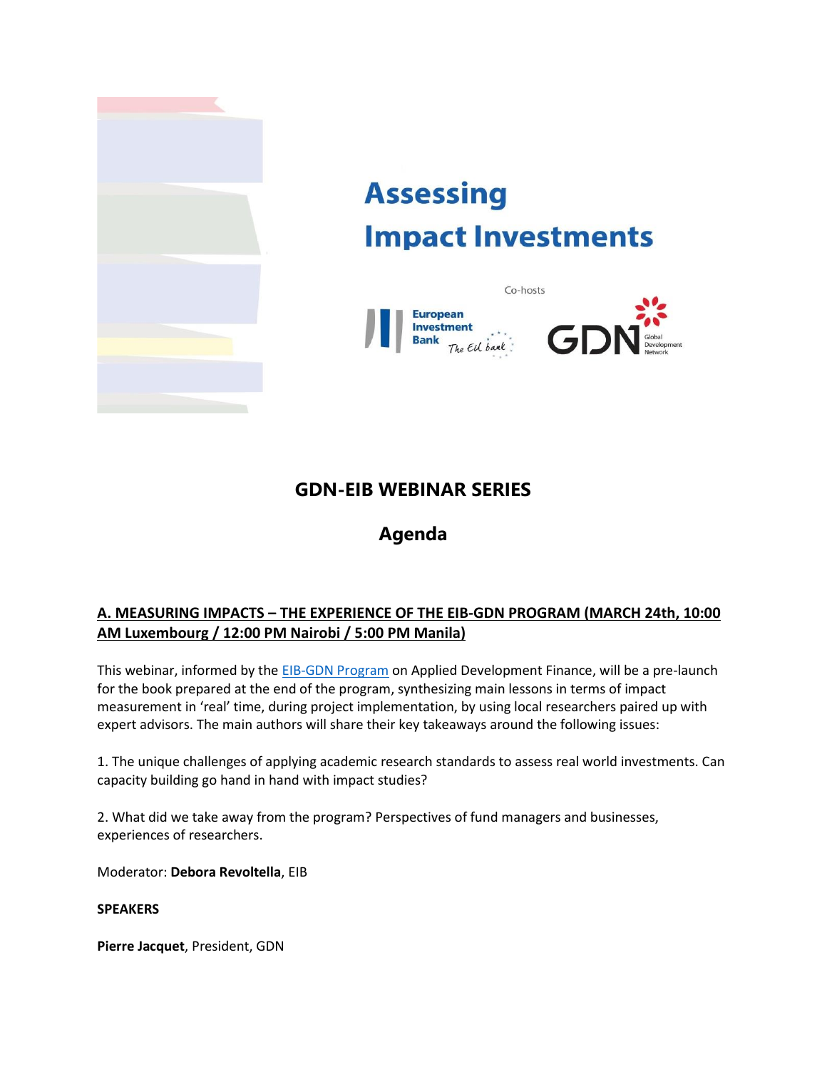# Assessing Impact Investments

Co-hosts

European Investment Bank *The EU bank*

GDN Global Development Network

## GDN-EIB WEBINAR SERIES

## Agenda

### A. MEASURING IMPACTS – THE EXPERIENCE OF THE EIB-GDN PROGRAM (MARCH 24th, 10:00 AM Luxembourg / 12:00 PM Nairobi / 5:00 PM Manila)

This webinar, informed by the EIB-GDN Program on Applied Development Finance, will be a pre-launch for the book prepared at the end of the program, synthesizing main lessons in terms of impact measurement in 'real' time, during project implementation, by using local researchers paired up with expert advisors. The main authors will share their key takeaways around the following issues:

1. The unique challenges of applying academic research standards to assess real world investments. Can capacity building go hand in hand with impact studies?

2. What did we take away from the program? Perspectives of fund managers and businesses, experiences of researchers.

Moderator: **Debora Revoltella**, EIB

**SPEAKERS**

**Pierre Jacquet**, President, GDN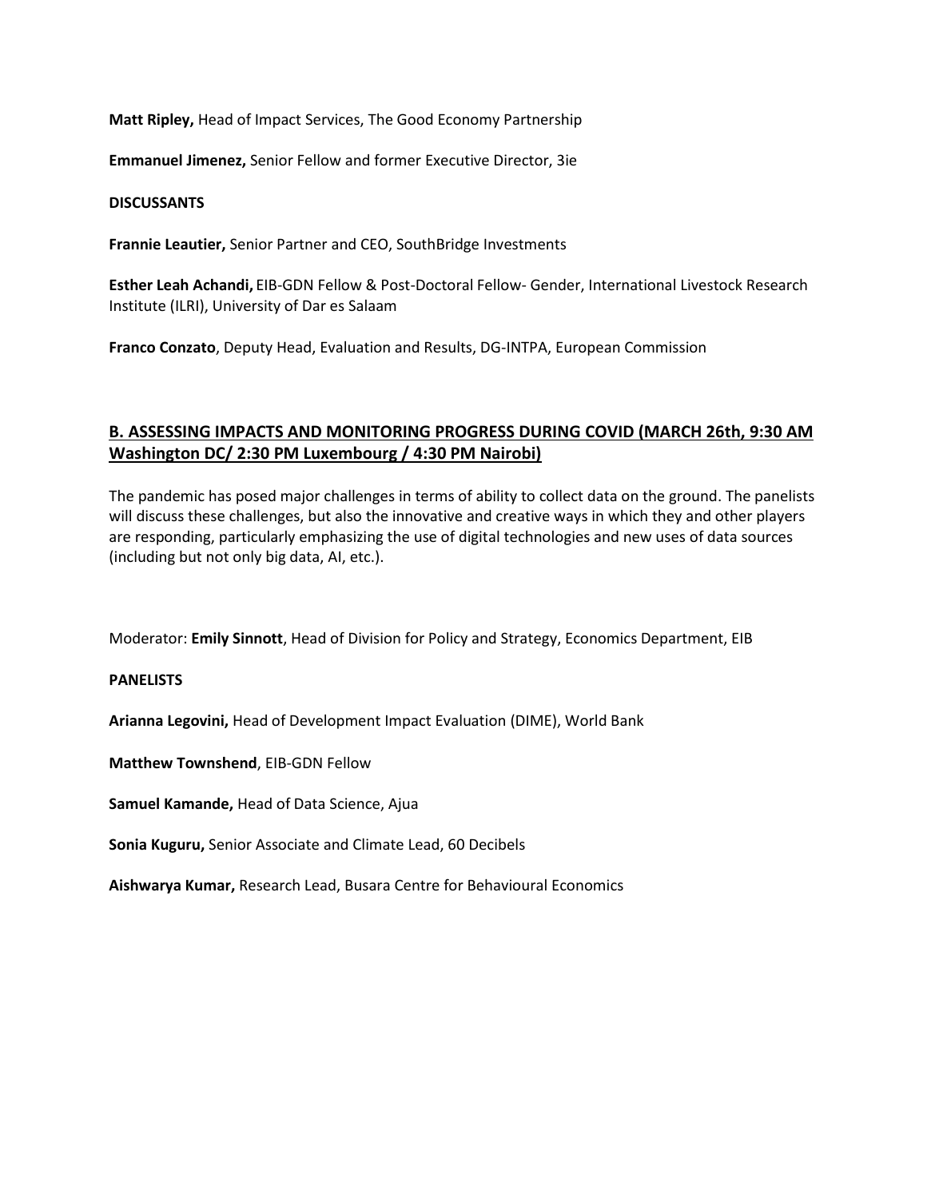**Matt Ripley,** Head of Impact Services, The Good Economy Partnership

**Emmanuel Jimenez,** Senior Fellow and former Executive Director, 3ie

**DISCUSSANTS**

**Frannie Leautier,** Senior Partner and CEO, SouthBridge Investments

**Esther Leah Achandi,** EIB-GDN Fellow & Post-Doctoral Fellow- Gender, International Livestock Research Institute (ILRI), University of Dar es Salaam

**Franco Conzato**, Deputy Head, Evaluation and Results, DG-INTPA, European Commission

## B. ASSESSING IMPACTS AND MONITORING PROGRESS DURING COVID (MARCH 26th, 9:30 AM Washington DC/ 2:30 PM Luxembourg / 4:30 PM Nairobi)

The pandemic has posed major challenges in terms of ability to collect data on the ground. The panelists will discuss these challenges, but also the innovative and creative ways in which they and other players are responding, particularly emphasizing the use of digital technologies and new uses of data sources (including but not only big data, AI, etc.).

Moderator: **Emily Sinnott**, Head of Division for Policy and Strategy, Economics Department, EIB

**PANELISTS**

**Arianna Legovini,** Head of Development Impact Evaluation (DIME), World Bank

**Matthew Townshend**, EIB-GDN Fellow

**Samuel Kamande,** Head of Data Science, Ajua

**Sonia Kuguru,** Senior Associate and Climate Lead, 60 Decibels

**Aishwarya Kumar,** Research Lead, Busara Centre for Behavioural Economics